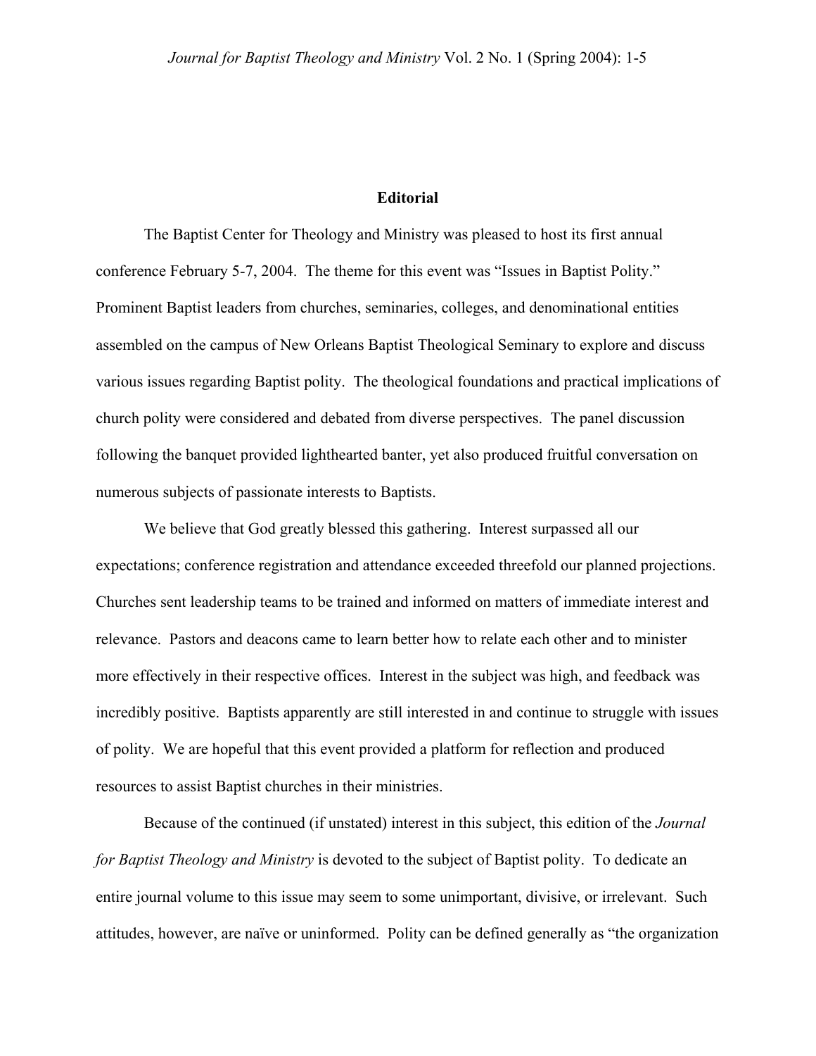# Editorial

The Baptist Center for Theology and Ministry was pleased to host its first annual conference February 5-7, 2004. The theme for this event was "Issues in Baptist Polity." Prominent Baptist leaders from churches, seminaries, colleges, and denominational entities assembled on the campus of New Orleans Baptist Theological Seminary to explore and discuss various issues regarding Baptist polity. The theological foundations and practical implications of church polity were considered and debated from diverse perspectives. The panel discussion following the banquet provided lighthearted banter, yet also produced fruitful conversation on numerous subjects of passionate interests to Baptists.

We believe that God greatly blessed this gathering. Interest surpassed all our expectations; conference registration and attendance exceeded threefold our planned projections. Churches sent leadership teams to be trained and informed on matters of immediate interest and relevance. Pastors and deacons came to learn better how to relate each other and to minister more effectively in their respective offices. Interest in the subject was high, and feedback was incredibly positive. Baptists apparently are still interested in and continue to struggle with issues of polity. We are hopeful that this event provided a platform for reflection and produced resources to assist Baptist churches in their ministries.

Because of the continued (if unstated) interest in this subject, this edition of the *Journal for Baptist Theology and Ministry* is devoted to the subject of Baptist polity. To dedicate an entire journal volume to this issue may seem to some unimportant, divisive, or irrelevant. Such attitudes, however, are naïve or uninformed. Polity can be defined generally as "the organization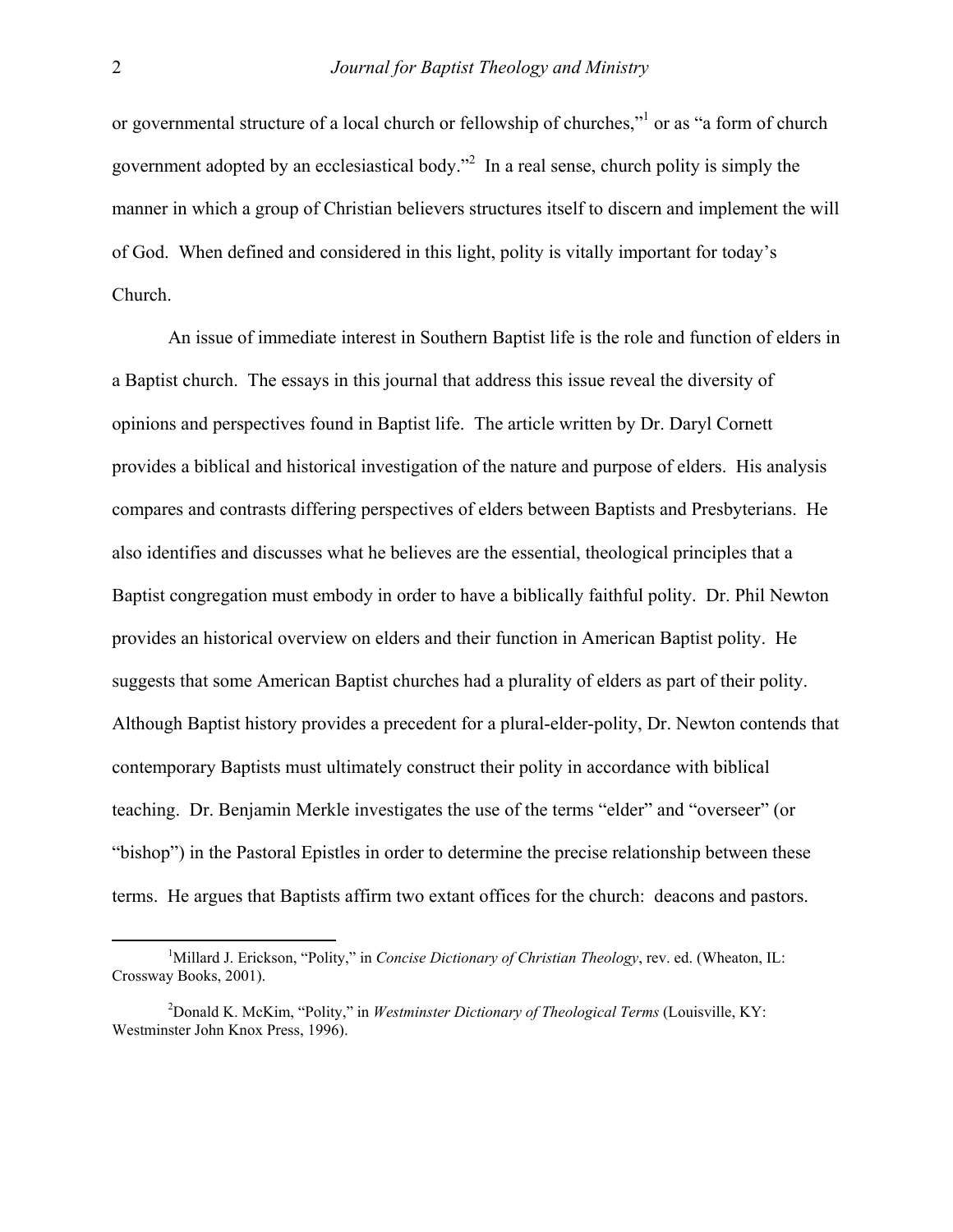or governmental structure of a local church or fellowship of churches,"[1] or as "a form of church government adopted by an ecclesiastical body."[2] In a real sense, church polity is simply the manner in which a group of Christian believers structures itself to discern and implement the will of God. When defined and considered in this light, polity is vitally important for today's Church.

An issue of immediate interest in Southern Baptist life is the role and function of elders in a Baptist church. The essays in this journal that address this issue reveal the diversity of opinions and perspectives found in Baptist life. The article written by Dr. Daryl Cornett provides a biblical and historical investigation of the nature and purpose of elders. His analysis compares and contrasts differing perspectives of elders between Baptists and Presbyterians. He also identifies and discusses what he believes are the essential, theological principles that a Baptist congregation must embody in order to have a biblically faithful polity. Dr. Phil Newton provides an historical overview on elders and their function in American Baptist polity. He suggests that some American Baptist churches had a plurality of elders as part of their polity. Although Baptist history provides a precedent for a plural-elder-polity, Dr. Newton contends that contemporary Baptists must ultimately construct their polity in accordance with biblical teaching. Dr. Benjamin Merkle investigates the use of the terms "elder" and "overseer" (or "bishop") in the Pastoral Epistles in order to determine the precise relationship between these terms. He argues that Baptists affirm two extant offices for the church: deacons and pastors.

---

[1] Millard J. Erickson, "Polity," in *Concise Dictionary of Christian Theology*, rev. ed. (Wheaton, IL: Crossway Books, 2001).

[2] Donald K. McKim, "Polity," in *Westminster Dictionary of Theological Terms* (Louisville, KY: Westminster John Knox Press, 1996).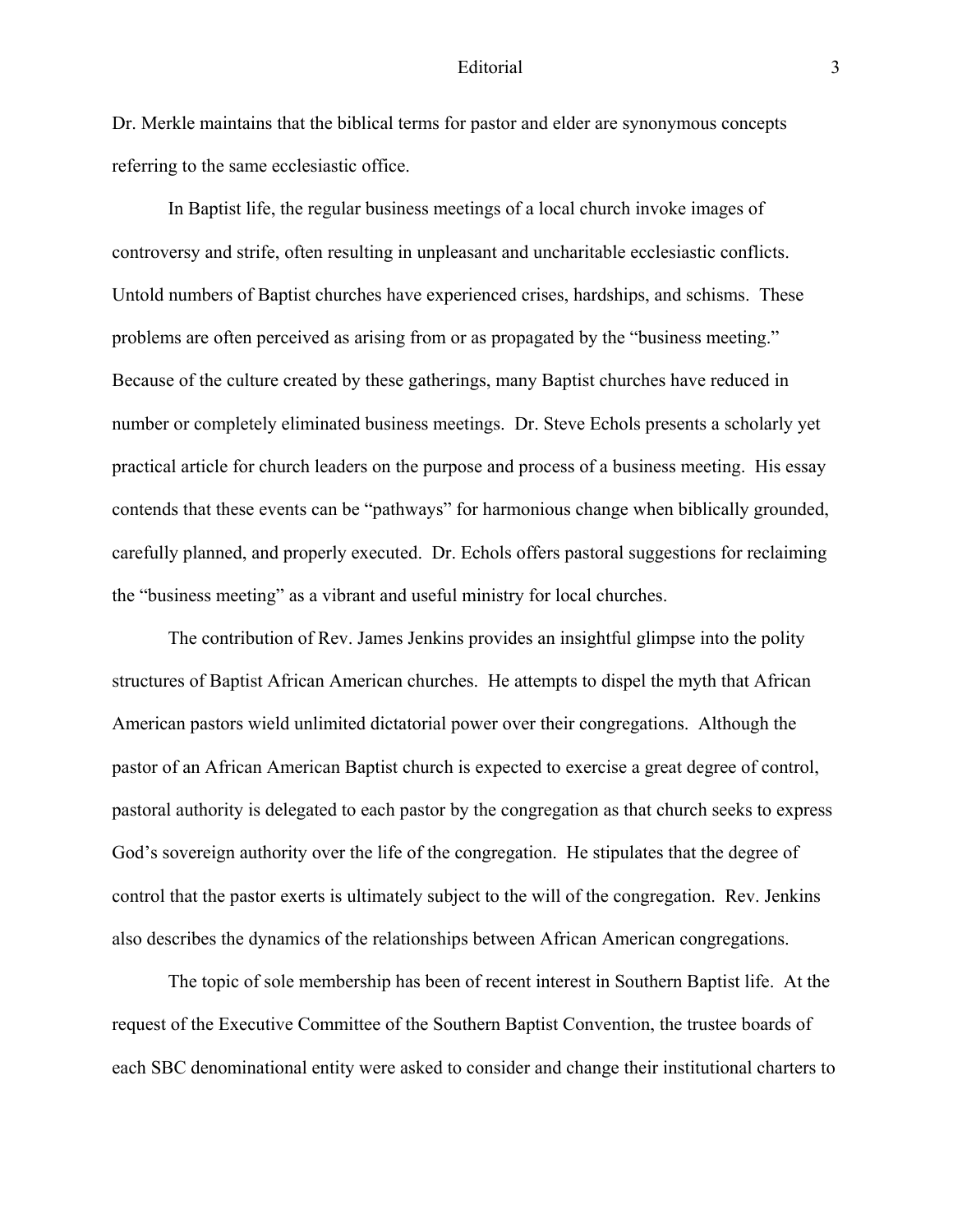Dr. Merkle maintains that the biblical terms for pastor and elder are synonymous concepts referring to the same ecclesiastic office.

In Baptist life, the regular business meetings of a local church invoke images of controversy and strife, often resulting in unpleasant and uncharitable ecclesiastic conflicts. Untold numbers of Baptist churches have experienced crises, hardships, and schisms. These problems are often perceived as arising from or as propagated by the "business meeting." Because of the culture created by these gatherings, many Baptist churches have reduced in number or completely eliminated business meetings. Dr. Steve Echols presents a scholarly yet practical article for church leaders on the purpose and process of a business meeting. His essay contends that these events can be "pathways" for harmonious change when biblically grounded, carefully planned, and properly executed. Dr. Echols offers pastoral suggestions for reclaiming the "business meeting" as a vibrant and useful ministry for local churches.

The contribution of Rev. James Jenkins provides an insightful glimpse into the polity structures of Baptist African American churches. He attempts to dispel the myth that African American pastors wield unlimited dictatorial power over their congregations. Although the pastor of an African American Baptist church is expected to exercise a great degree of control, pastoral authority is delegated to each pastor by the congregation as that church seeks to express God's sovereign authority over the life of the congregation. He stipulates that the degree of control that the pastor exerts is ultimately subject to the will of the congregation. Rev. Jenkins also describes the dynamics of the relationships between African American congregations.

The topic of sole membership has been of recent interest in Southern Baptist life. At the request of the Executive Committee of the Southern Baptist Convention, the trustee boards of each SBC denominational entity were asked to consider and change their institutional charters to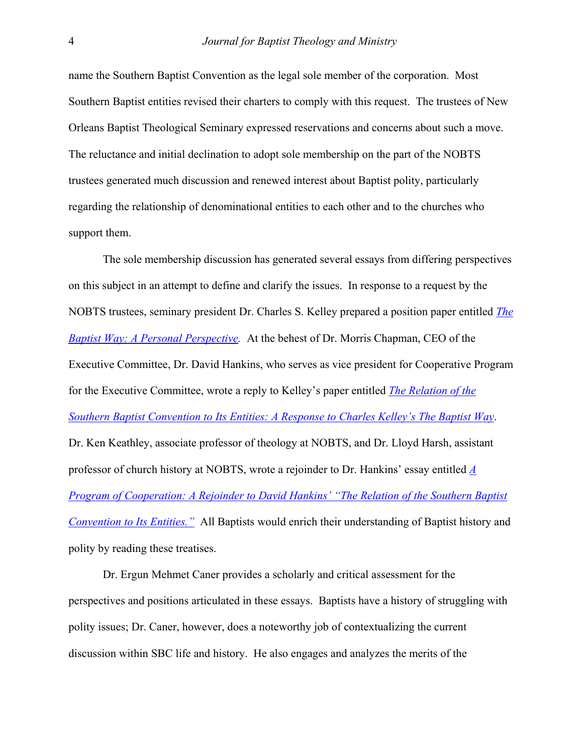name the Southern Baptist Convention as the legal sole member of the corporation. Most Southern Baptist entities revised their charters to comply with this request. The trustees of New Orleans Baptist Theological Seminary expressed reservations and concerns about such a move. The reluctance and initial declination to adopt sole membership on the part of the NOBTS trustees generated much discussion and renewed interest about Baptist polity, particularly regarding the relationship of denominational entities to each other and to the churches who support them.

The sole membership discussion has generated several essays from differing perspectives on this subject in an attempt to define and clarify the issues. In response to a request by the NOBTS trustees, seminary president Dr. Charles S. Kelley prepared a position paper entitled *The Baptist Way: A Personal Perspective.* At the behest of Dr. Morris Chapman, CEO of the Executive Committee, Dr. David Hankins, who serves as vice president for Cooperative Program for the Executive Committee, wrote a reply to Kelley's paper entitled *The Relation of the Southern Baptist Convention to Its Entities: A Response to Charles Kelley's The Baptist Way*. Dr. Ken Keathley, associate professor of theology at NOBTS, and Dr. Lloyd Harsh, assistant professor of church history at NOBTS, wrote a rejoinder to Dr. Hankins' essay entitled *A Program of Cooperation: A Rejoinder to David Hankins' "The Relation of the Southern Baptist Convention to Its Entities."* All Baptists would enrich their understanding of Baptist history and polity by reading these treatises.

Dr. Ergun Mehmet Caner provides a scholarly and critical assessment for the perspectives and positions articulated in these essays. Baptists have a history of struggling with polity issues; Dr. Caner, however, does a noteworthy job of contextualizing the current discussion within SBC life and history. He also engages and analyzes the merits of the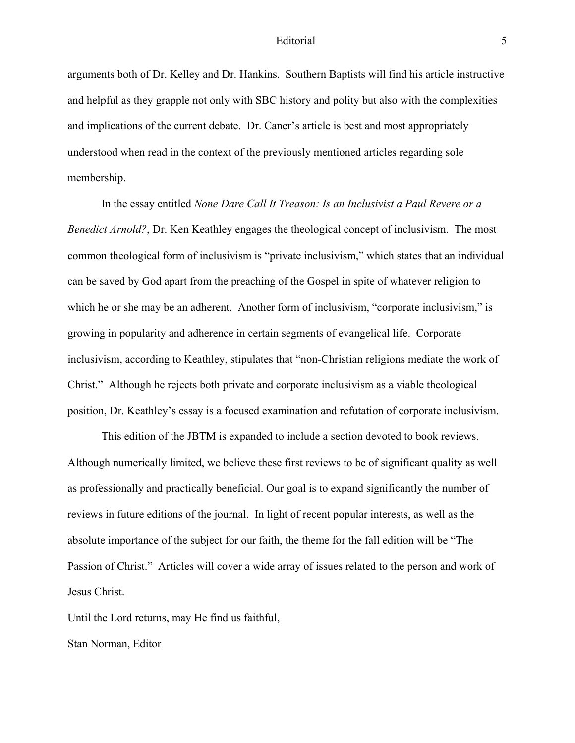arguments both of Dr. Kelley and Dr. Hankins. Southern Baptists will find his article instructive and helpful as they grapple not only with SBC history and polity but also with the complexities and implications of the current debate. Dr. Caner's article is best and most appropriately understood when read in the context of the previously mentioned articles regarding sole membership.

In the essay entitled *None Dare Call It Treason: Is an Inclusivist a Paul Revere or a Benedict Arnold?*, Dr. Ken Keathley engages the theological concept of inclusivism. The most common theological form of inclusivism is "private inclusivism," which states that an individual can be saved by God apart from the preaching of the Gospel in spite of whatever religion to which he or she may be an adherent. Another form of inclusivism, "corporate inclusivism," is growing in popularity and adherence in certain segments of evangelical life. Corporate inclusivism, according to Keathley, stipulates that "non-Christian religions mediate the work of Christ." Although he rejects both private and corporate inclusivism as a viable theological position, Dr. Keathley's essay is a focused examination and refutation of corporate inclusivism.

This edition of the JBTM is expanded to include a section devoted to book reviews. Although numerically limited, we believe these first reviews to be of significant quality as well as professionally and practically beneficial. Our goal is to expand significantly the number of reviews in future editions of the journal. In light of recent popular interests, as well as the absolute importance of the subject for our faith, the theme for the fall edition will be "The Passion of Christ." Articles will cover a wide array of issues related to the person and work of Jesus Christ.

Until the Lord returns, may He find us faithful,

Stan Norman, Editor